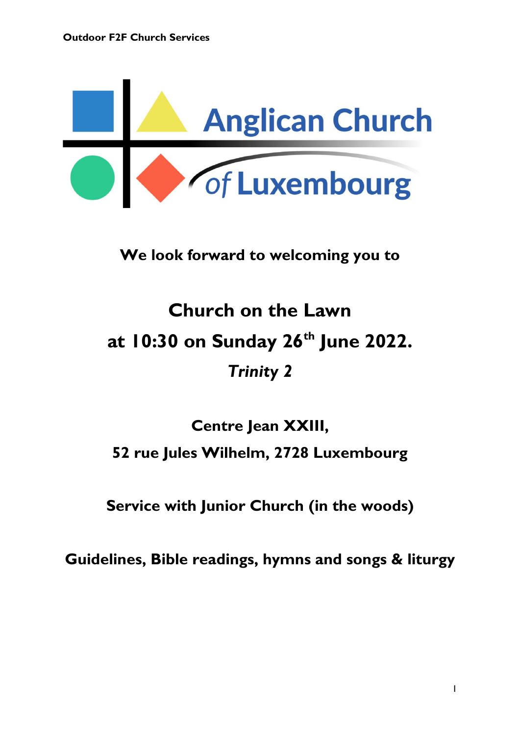Anglican Church of Luxembourg

**We look forward to welcoming you to**

# Church on the Lawn

## at 10:30 on Sunday 26th June 2022.

***Trinity 2***

**Centre Jean XXIII,**

**52 rue Jules Wilhelm, 2728 Luxembourg**

**Service with Junior Church (in the woods)**

**Guidelines, Bible readings, hymns and songs & liturgy**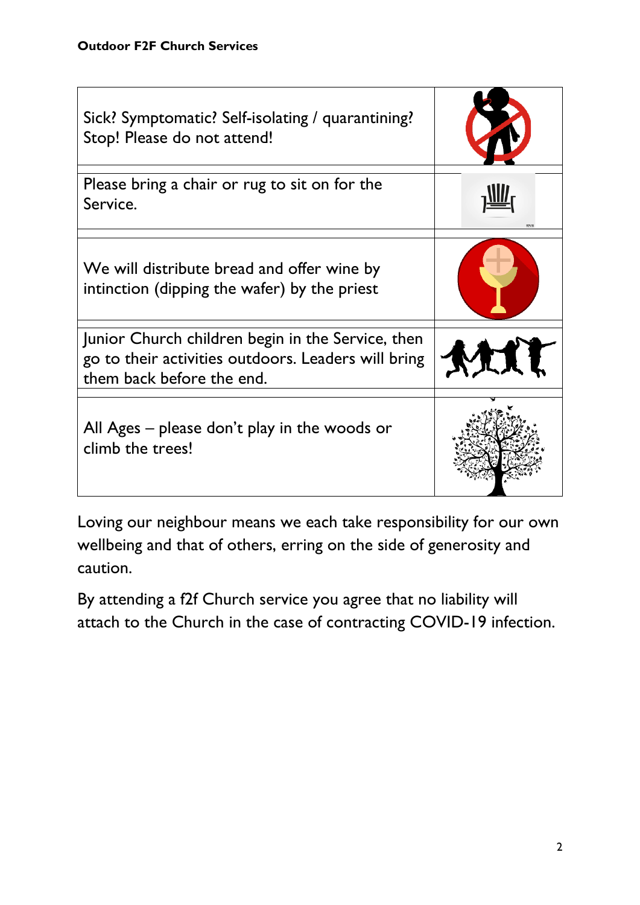**Outdoor F2F Church Services**

| | |
|---|---|
| Sick? Symptomatic? Self-isolating / quarantining? Stop! Please do not attend! | |
| Please bring a chair or rug to sit on for the Service. | |
| We will distribute bread and offer wine by intinction (dipping the wafer) by the priest | |
| Junior Church children begin in the Service, then go to their activities outdoors. Leaders will bring them back before the end. | |
| All Ages – please don't play in the woods or climb the trees! | |

Loving our neighbour means we each take responsibility for our own wellbeing and that of others, erring on the side of generosity and caution.

By attending a f2f Church service you agree that no liability will attach to the Church in the case of contracting COVID-19 infection.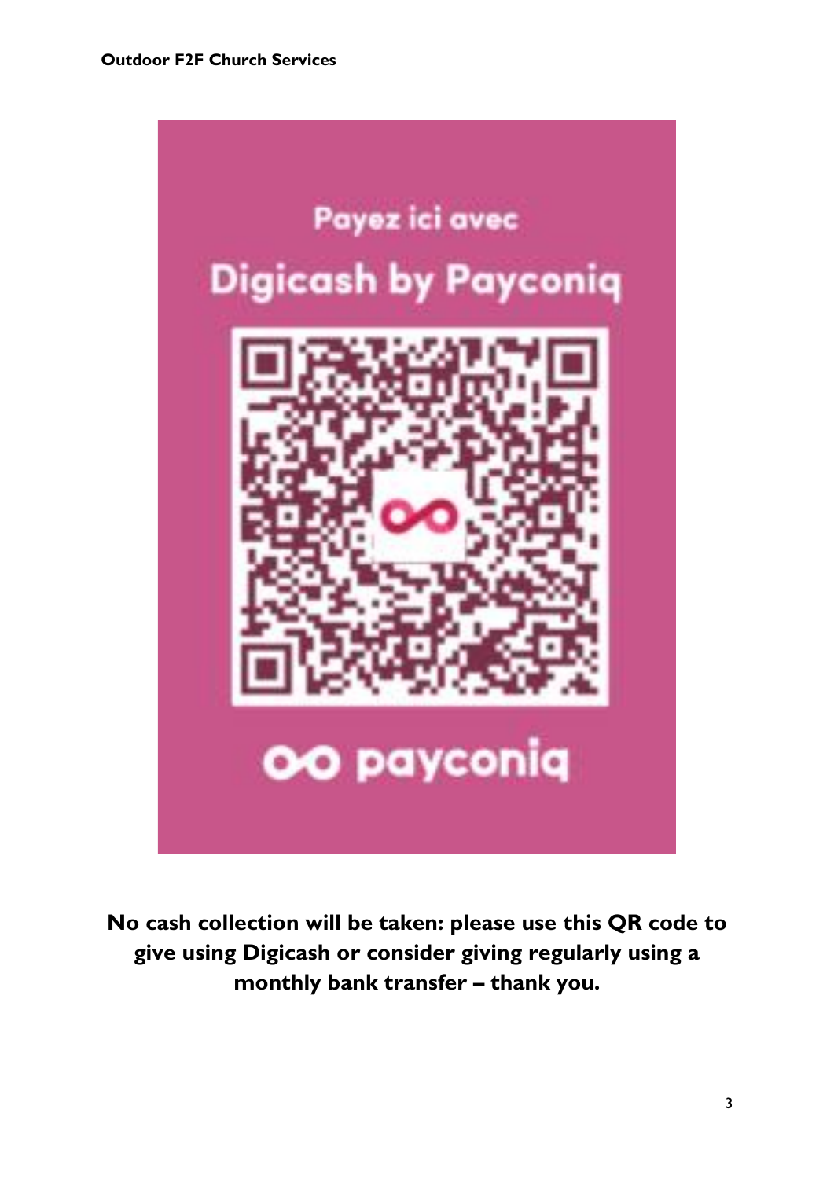Payez ici avec

Digicash by Payconiq

payconiq

**No cash collection will be taken: please use this QR code to give using Digicash or consider giving regularly using a monthly bank transfer – thank you.**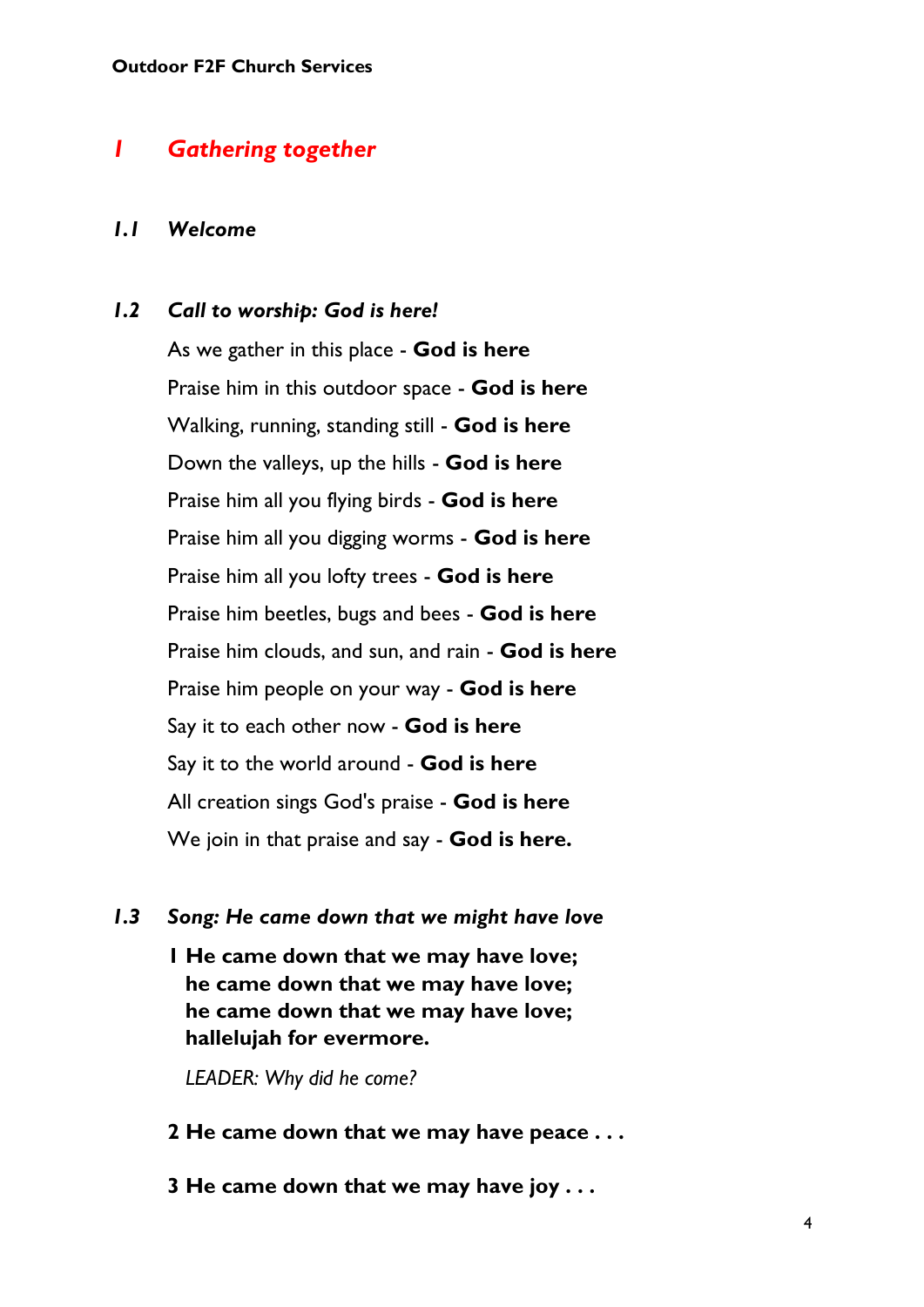# *1 Gathering together*

### *1.1 Welcome*

### *1.2 Call to worship: God is here!*

As we gather in this place - **God is here**
Praise him in this outdoor space - **God is here**
Walking, running, standing still - **God is here**
Down the valleys, up the hills - **God is here**
Praise him all you flying birds - **God is here**
Praise him all you digging worms - **God is here**
Praise him all you lofty trees - **God is here**
Praise him beetles, bugs and bees - **God is here**
Praise him clouds, and sun, and rain - **God is here**
Praise him people on your way - **God is here**
Say it to each other now - **God is here**
Say it to the world around - **God is here**
All creation sings God's praise - **God is here**
We join in that praise and say - **God is here.**

### *1.3 Song: He came down that we might have love*

**1 He came down that we may have love;**
**he came down that we may have love;**
**he came down that we may have love;**
**hallelujah for evermore.**

*LEADER: Why did he come?*

**2 He came down that we may have peace . . .**

**3 He came down that we may have joy . . .**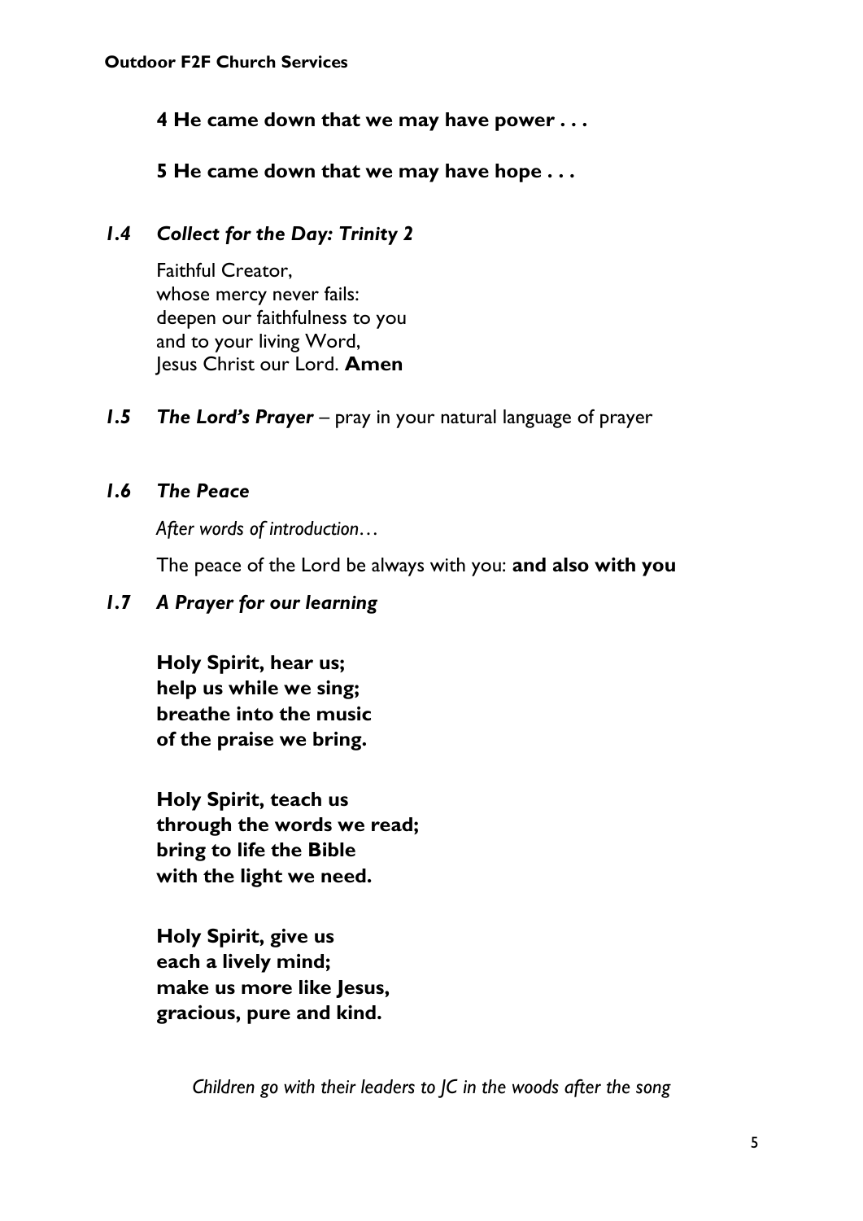**4 He came down that we may have power . . .**

**5 He came down that we may have hope . . .**

### *1.4 Collect for the Day: Trinity 2*

Faithful Creator,
whose mercy never fails:
deepen our faithfulness to you
and to your living Word,
Jesus Christ our Lord. **Amen**

### *1.5 The Lord's Prayer* – pray in your natural language of prayer

### *1.6 The Peace*

*After words of introduction…*

The peace of the Lord be always with you: **and also with you**

### *1.7 A Prayer for our learning*

**Holy Spirit, hear us;
help us while we sing;
breathe into the music
of the praise we bring.**

**Holy Spirit, teach us
through the words we read;
bring to life the Bible
with the light we need.**

**Holy Spirit, give us
each a lively mind;
make us more like Jesus,
gracious, pure and kind.**

*Children go with their leaders to JC in the woods after the song*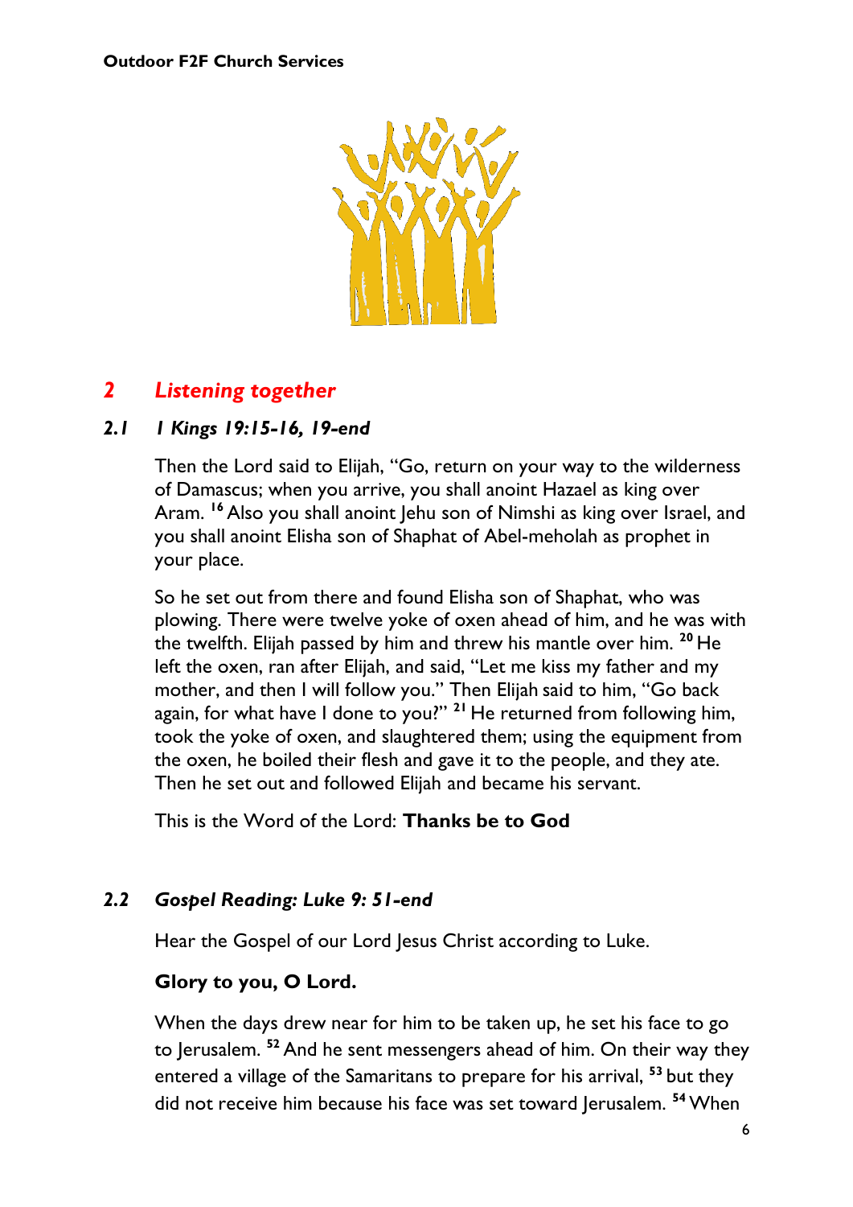## 2 *Listening together*

### *2.1 1 Kings 19:15-16, 19-end*

Then the Lord said to Elijah, "Go, return on your way to the wilderness of Damascus; when you arrive, you shall anoint Hazael as king over Aram. [16] Also you shall anoint Jehu son of Nimshi as king over Israel, and you shall anoint Elisha son of Shaphat of Abel-meholah as prophet in your place.

So he set out from there and found Elisha son of Shaphat, who was plowing. There were twelve yoke of oxen ahead of him, and he was with the twelfth. Elijah passed by him and threw his mantle over him. [20] He left the oxen, ran after Elijah, and said, "Let me kiss my father and my mother, and then I will follow you." Then Elijah said to him, "Go back again, for what have I done to you?" [21] He returned from following him, took the yoke of oxen, and slaughtered them; using the equipment from the oxen, he boiled their flesh and gave it to the people, and they ate. Then he set out and followed Elijah and became his servant.

This is the Word of the Lord: **Thanks be to God**

### *2.2 Gospel Reading: Luke 9: 51-end*

Hear the Gospel of our Lord Jesus Christ according to Luke.

**Glory to you, O Lord.**

When the days drew near for him to be taken up, he set his face to go to Jerusalem. [52] And he sent messengers ahead of him. On their way they entered a village of the Samaritans to prepare for his arrival, [53] but they did not receive him because his face was set toward Jerusalem. [54] When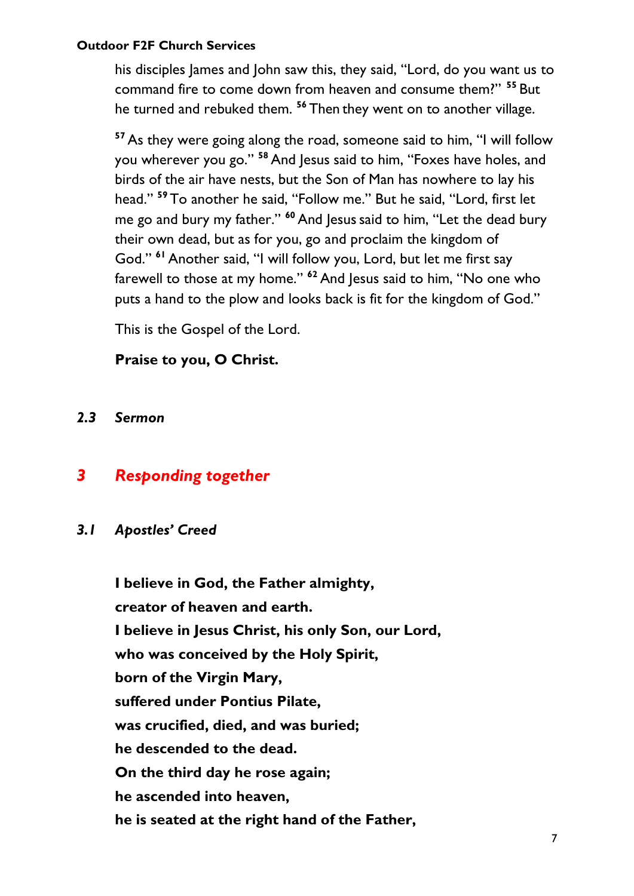his disciples James and John saw this, they said, "Lord, do you want us to command fire to come down from heaven and consume them?" [55] But he turned and rebuked them. [56] Then they went on to another village.

[57] As they were going along the road, someone said to him, "I will follow you wherever you go." [58] And Jesus said to him, "Foxes have holes, and birds of the air have nests, but the Son of Man has nowhere to lay his head." [59] To another he said, "Follow me." But he said, "Lord, first let me go and bury my father." [60] And Jesus said to him, "Let the dead bury their own dead, but as for you, go and proclaim the kingdom of God." [61] Another said, "I will follow you, Lord, but let me first say farewell to those at my home." [62] And Jesus said to him, "No one who puts a hand to the plow and looks back is fit for the kingdom of God."

This is the Gospel of the Lord.

**Praise to you, O Christ.**

### *2.3 Sermon*

## *3 Responding together*

### *3.1 Apostles' Creed*

**I believe in God, the Father almighty,**
**creator of heaven and earth.**
**I believe in Jesus Christ, his only Son, our Lord,**
**who was conceived by the Holy Spirit,**
**born of the Virgin Mary,**
**suffered under Pontius Pilate,**
**was crucified, died, and was buried;**
**he descended to the dead.**
**On the third day he rose again;**
**he ascended into heaven,**
**he is seated at the right hand of the Father,**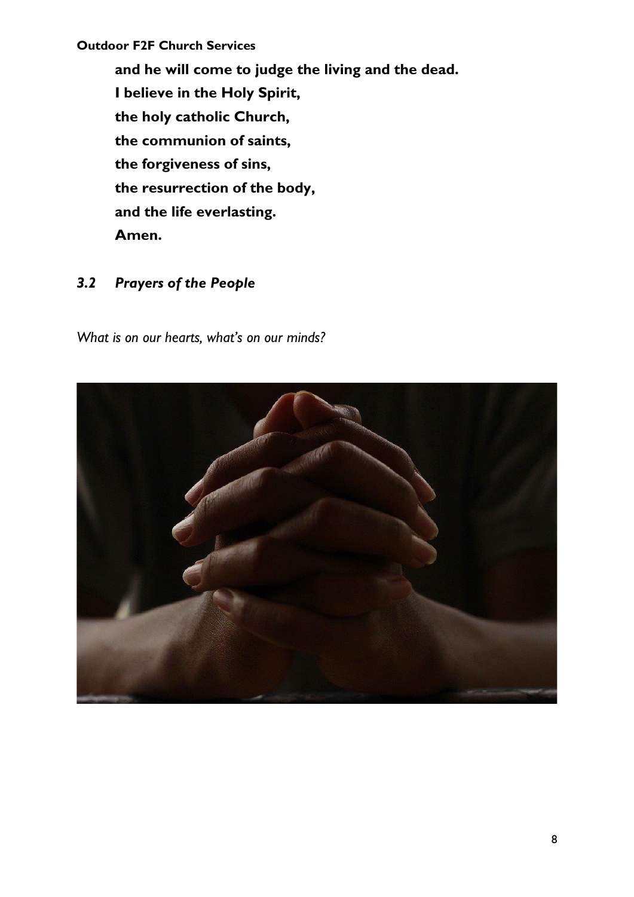**and he will come to judge the living and the dead.**
**I believe in the Holy Spirit,**
**the holy catholic Church,**
**the communion of saints,**
**the forgiveness of sins,**
**the resurrection of the body,**
**and the life everlasting.**
**Amen.**

### *3.2 Prayers of the People*

*What is on our hearts, what's on our minds?*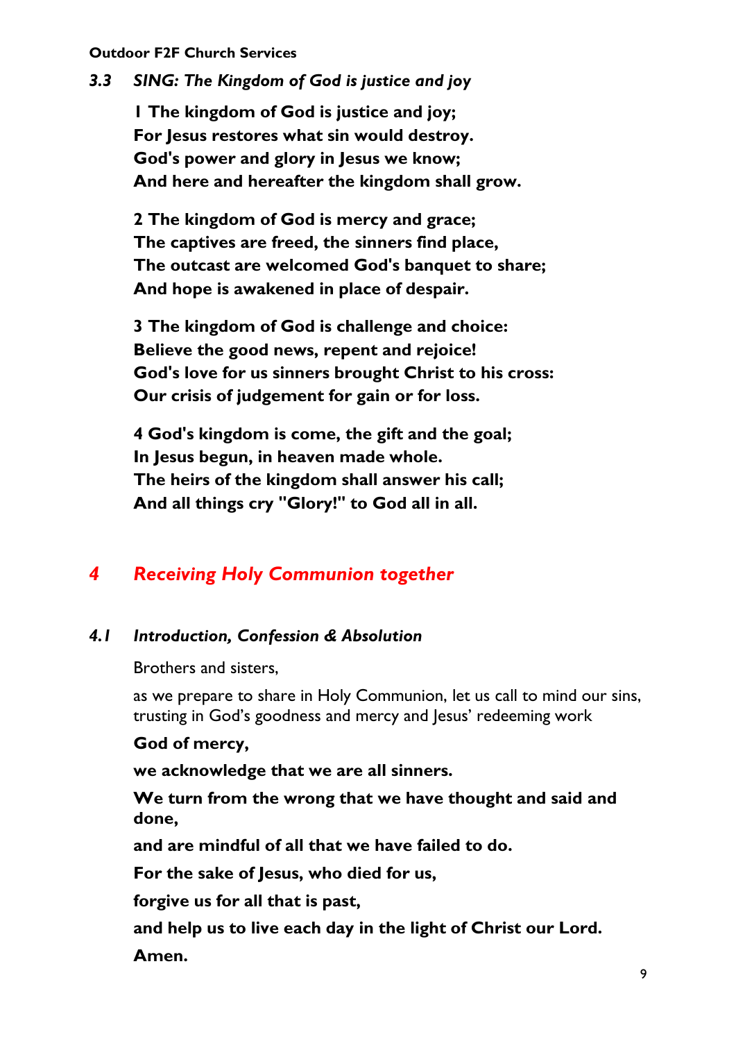### *3.3 SING: The Kingdom of God is justice and joy*

**1 The kingdom of God is justice and joy;
For Jesus restores what sin would destroy.
God's power and glory in Jesus we know;
And here and hereafter the kingdom shall grow.**

**2 The kingdom of God is mercy and grace;
The captives are freed, the sinners find place,
The outcast are welcomed God's banquet to share;
And hope is awakened in place of despair.**

**3 The kingdom of God is challenge and choice:
Believe the good news, repent and rejoice!
God's love for us sinners brought Christ to his cross:
Our crisis of judgement for gain or for loss.**

**4 God's kingdom is come, the gift and the goal;
In Jesus begun, in heaven made whole.
The heirs of the kingdom shall answer his call;
And all things cry "Glory!" to God all in all.**

## *4 Receiving Holy Communion together*

### *4.1 Introduction, Confession & Absolution*

Brothers and sisters,

as we prepare to share in Holy Communion, let us call to mind our sins, trusting in God's goodness and mercy and Jesus' redeeming work

**God of mercy,**

**we acknowledge that we are all sinners.**

**We turn from the wrong that we have thought and said and done,**

**and are mindful of all that we have failed to do.**

**For the sake of Jesus, who died for us,**

**forgive us for all that is past,**

**and help us to live each day in the light of Christ our Lord.**

**Amen.**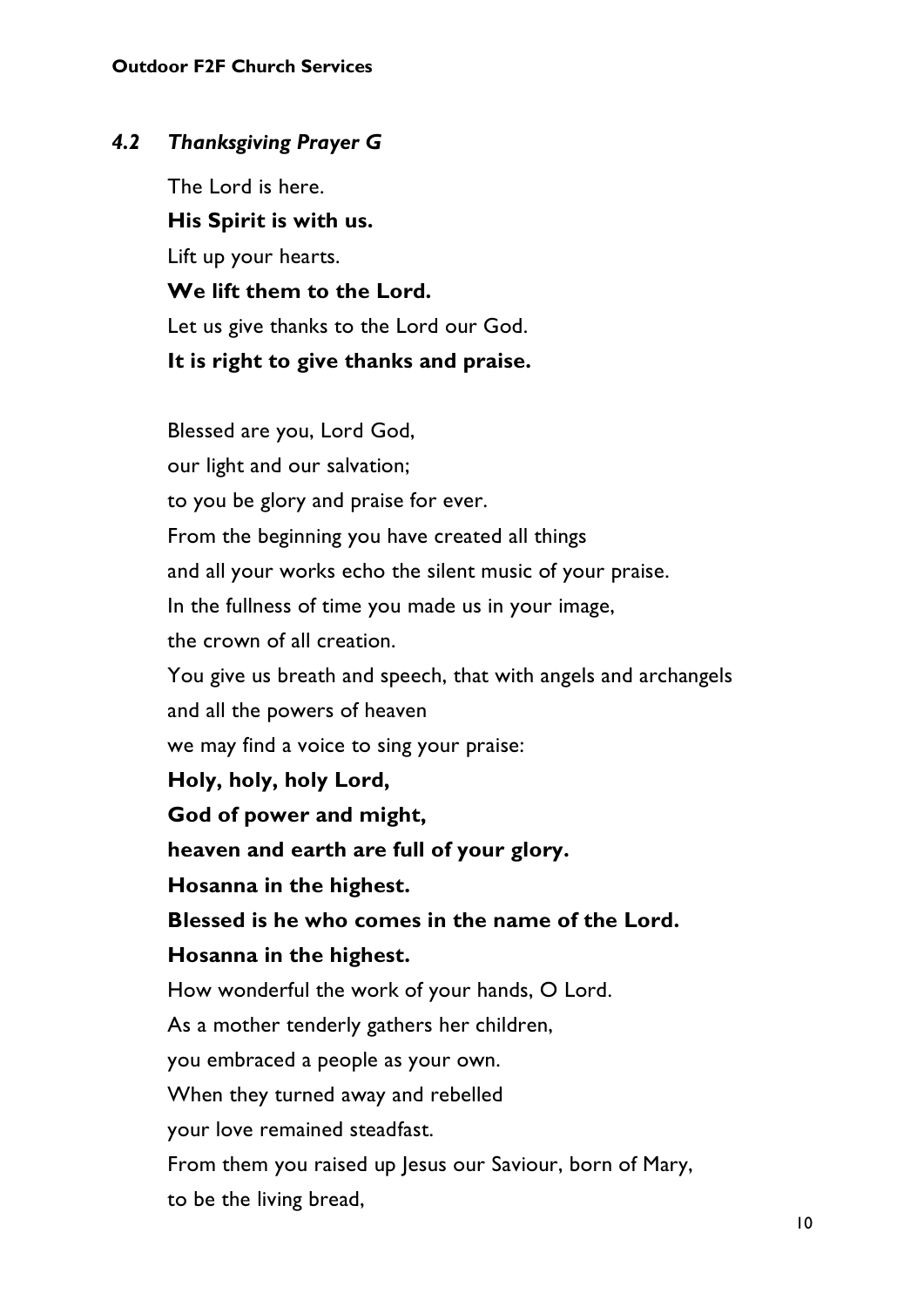### *4.2 Thanksgiving Prayer G*

The Lord is here.
**His Spirit is with us.**
Lift up your hearts.
**We lift them to the Lord.**
Let us give thanks to the Lord our God.
**It is right to give thanks and praise.**

Blessed are you, Lord God,
our light and our salvation;
to you be glory and praise for ever.
From the beginning you have created all things
and all your works echo the silent music of your praise.
In the fullness of time you made us in your image,
the crown of all creation.
You give us breath and speech, that with angels and archangels
and all the powers of heaven
we may find a voice to sing your praise:
**Holy, holy, holy Lord,**
**God of power and might,**
**heaven and earth are full of your glory.**
**Hosanna in the highest.**
**Blessed is he who comes in the name of the Lord.**
**Hosanna in the highest.**
How wonderful the work of your hands, O Lord.
As a mother tenderly gathers her children,
you embraced a people as your own.
When they turned away and rebelled
your love remained steadfast.
From them you raised up Jesus our Saviour, born of Mary,
to be the living bread,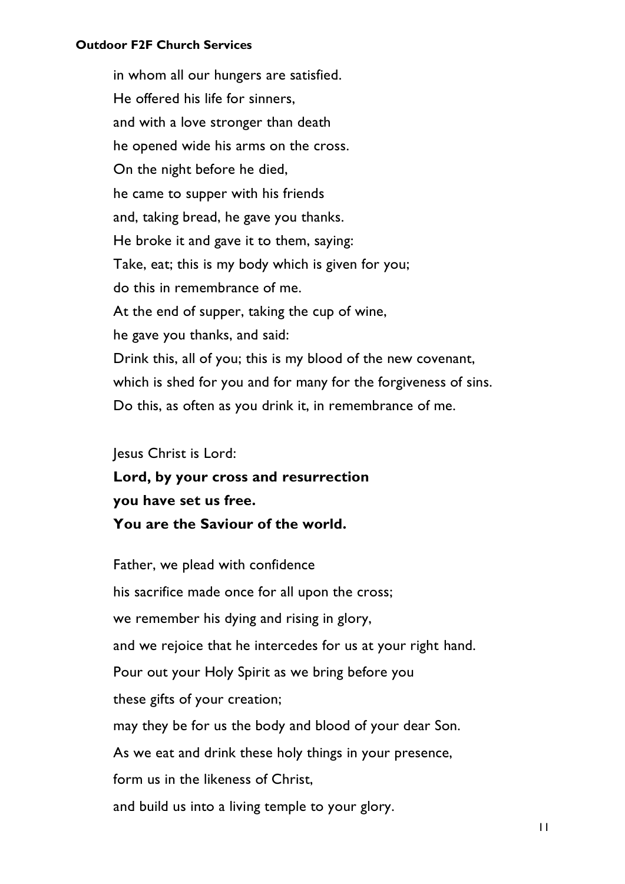in whom all our hungers are satisfied.
He offered his life for sinners,
and with a love stronger than death
he opened wide his arms on the cross.
On the night before he died,
he came to supper with his friends
and, taking bread, he gave you thanks.
He broke it and gave it to them, saying:
Take, eat; this is my body which is given for you;
do this in remembrance of me.
At the end of supper, taking the cup of wine,
he gave you thanks, and said:
Drink this, all of you; this is my blood of the new covenant,
which is shed for you and for many for the forgiveness of sins.
Do this, as often as you drink it, in remembrance of me.

Jesus Christ is Lord:
**Lord, by your cross and resurrection**
**you have set us free.**
**You are the Saviour of the world.**

Father, we plead with confidence
his sacrifice made once for all upon the cross;
we remember his dying and rising in glory,
and we rejoice that he intercedes for us at your right hand.
Pour out your Holy Spirit as we bring before you
these gifts of your creation;
may they be for us the body and blood of your dear Son.
As we eat and drink these holy things in your presence,
form us in the likeness of Christ,
and build us into a living temple to your glory.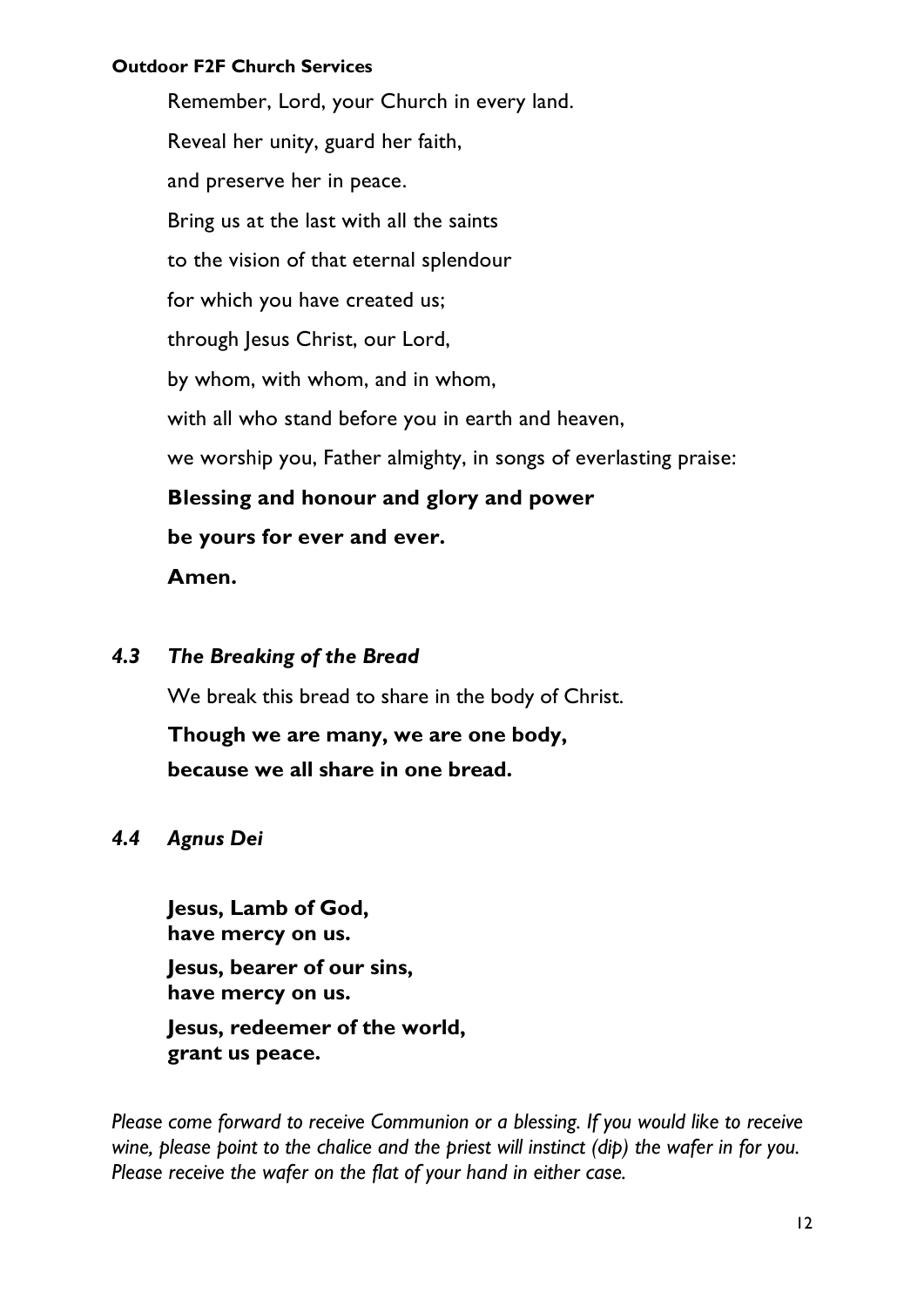Remember, Lord, your Church in every land.

Reveal her unity, guard her faith,

and preserve her in peace.

Bring us at the last with all the saints

to the vision of that eternal splendour

for which you have created us;

through Jesus Christ, our Lord,

by whom, with whom, and in whom,

with all who stand before you in earth and heaven,

we worship you, Father almighty, in songs of everlasting praise:

**Blessing and honour and glory and power**

**be yours for ever and ever.**

**Amen.**

### *4.3 The Breaking of the Bread*

We break this bread to share in the body of Christ.

**Though we are many, we are one body,**

**because we all share in one bread.**

### *4.4 Agnus Dei*

**Jesus, Lamb of God,**
**have mercy on us.**

**Jesus, bearer of our sins,**
**have mercy on us.**

**Jesus, redeemer of the world,**
**grant us peace.**

*Please come forward to receive Communion or a blessing. If you would like to receive wine, please point to the chalice and the priest will instinct (dip) the wafer in for you. Please receive the wafer on the flat of your hand in either case.*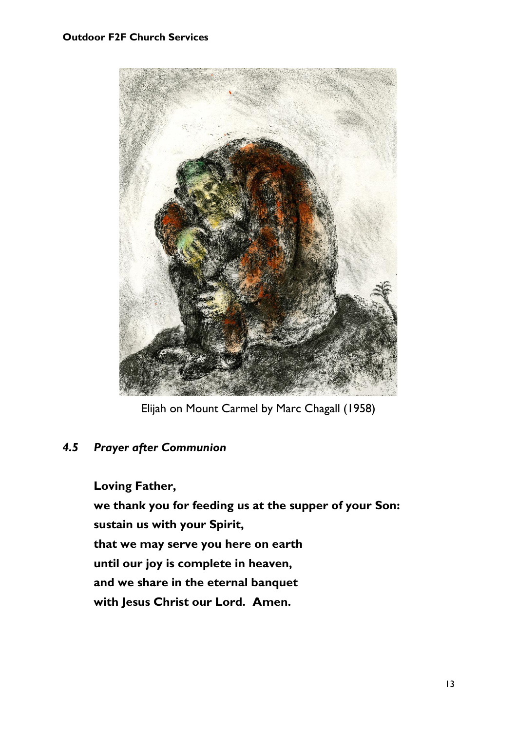Elijah on Mount Carmel by Marc Chagall (1958)

### *4.5 Prayer after Communion*

**Loving Father,**
**we thank you for feeding us at the supper of your Son:**
**sustain us with your Spirit,**
**that we may serve you here on earth**
**until our joy is complete in heaven,**
**and we share in the eternal banquet**
**with Jesus Christ our Lord. Amen.**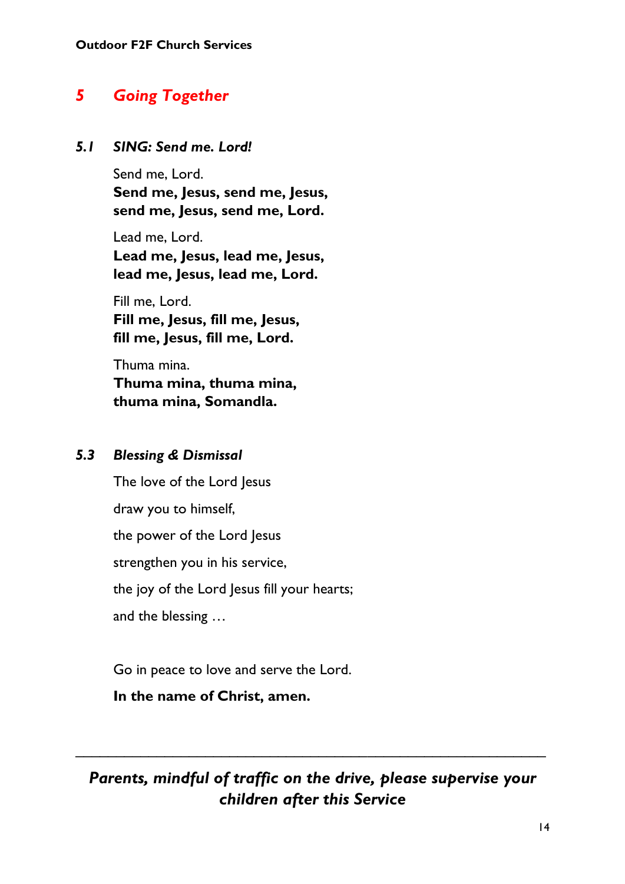## *5 Going Together*

### ***5.1 SING: Send me. Lord!***

Send me, Lord.
**Send me, Jesus, send me, Jesus,**
**send me, Jesus, send me, Lord.**

Lead me, Lord.
**Lead me, Jesus, lead me, Jesus,**
**lead me, Jesus, lead me, Lord.**

Fill me, Lord.
**Fill me, Jesus, fill me, Jesus,**
**fill me, Jesus, fill me, Lord.**

Thuma mina.
**Thuma mina, thuma mina,**
**thuma mina, Somandla.**

### ***5.3 Blessing & Dismissal***

The love of the Lord Jesus

draw you to himself,

the power of the Lord Jesus

strengthen you in his service,

the joy of the Lord Jesus fill your hearts;

and the blessing …

Go in peace to love and serve the Lord.

**In the name of Christ, amen.**

---

***Parents, mindful of traffic on the drive, please supervise your children after this Service***